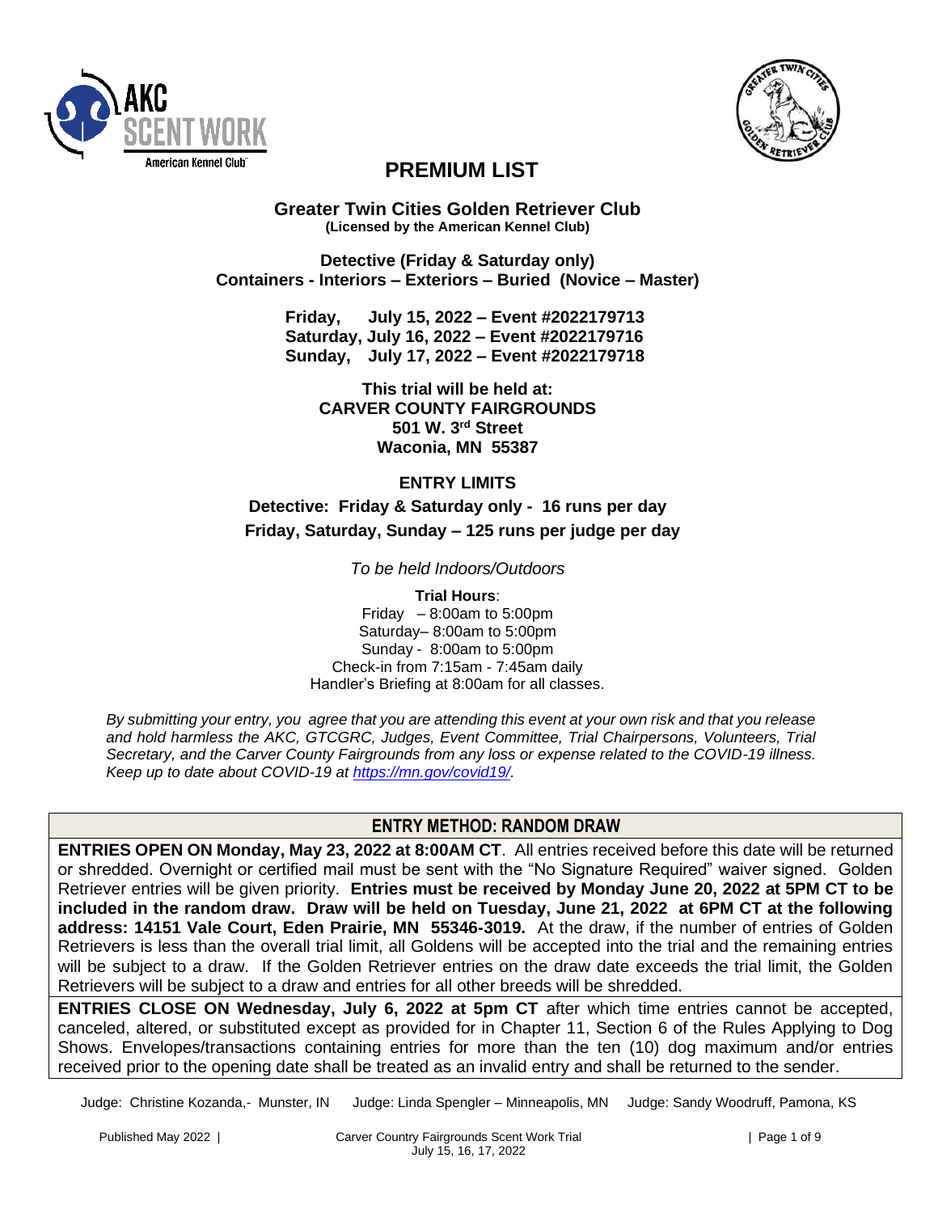# PREMIUM LIST

**Greater Twin Cities Golden Retriever Club**
**(Licensed by the American Kennel Club)**

**Detective (Friday & Saturday only)**
**Containers - Interiors – Exteriors – Buried (Novice – Master)**

**Friday, July 15, 2022 – Event #2022179713**
**Saturday, July 16, 2022 – Event #2022179716**
**Sunday, July 17, 2022 – Event #2022179718**

**This trial will be held at:**
**CARVER COUNTY FAIRGROUNDS**
**501 W. 3rd Street**
**Waconia, MN 55387**

## ENTRY LIMITS

**Detective: Friday & Saturday only - 16 runs per day**
**Friday, Saturday, Sunday – 125 runs per judge per day**

*To be held Indoors/Outdoors*

**Trial Hours**:
Friday – 8:00am to 5:00pm
Saturday– 8:00am to 5:00pm
Sunday - 8:00am to 5:00pm
Check-in from 7:15am - 7:45am daily
Handler's Briefing at 8:00am for all classes.

*By submitting your entry, you agree that you are attending this event at your own risk and that you release and hold harmless the AKC, GTCGRC, Judges, Event Committee, Trial Chairpersons, Volunteers, Trial Secretary, and the Carver County Fairgrounds from any loss or expense related to the COVID-19 illness. Keep up to date about COVID-19 at https://mn.gov/covid19/.*

## ENTRY METHOD: RANDOM DRAW

**ENTRIES OPEN ON Monday, May 23, 2022 at 8:00AM CT**. All entries received before this date will be returned or shredded. Overnight or certified mail must be sent with the "No Signature Required" waiver signed. Golden Retriever entries will be given priority. **Entries must be received by Monday June 20, 2022 at 5PM CT to be included in the random draw. Draw will be held on Tuesday, June 21, 2022 at 6PM CT at the following address: 14151 Vale Court, Eden Prairie, MN 55346-3019.** At the draw, if the number of entries of Golden Retrievers is less than the overall trial limit, all Goldens will be accepted into the trial and the remaining entries will be subject to a draw. If the Golden Retriever entries on the draw date exceeds the trial limit, the Golden Retrievers will be subject to a draw and entries for all other breeds will be shredded.

**ENTRIES CLOSE ON Wednesday, July 6, 2022 at 5pm CT** after which time entries cannot be accepted, canceled, altered, or substituted except as provided for in Chapter 11, Section 6 of the Rules Applying to Dog Shows. Envelopes/transactions containing entries for more than the ten (10) dog maximum and/or entries received prior to the opening date shall be treated as an invalid entry and shall be returned to the sender.

Judge: Christine Kozanda,- Munster, IN    Judge: Linda Spengler – Minneapolis, MN    Judge: Sandy Woodruff, Pamona, KS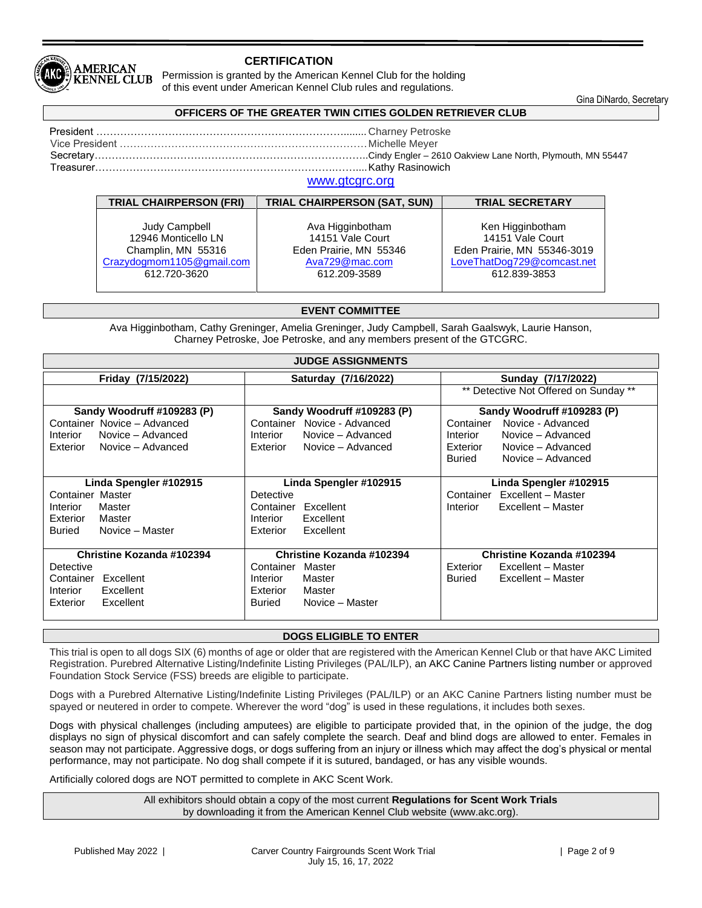## CERTIFICATION

Permission is granted by the American Kennel Club for the holding of this event under American Kennel Club rules and regulations.

Gina DiNardo, Secretary

## OFFICERS OF THE GREATER TWIN CITIES GOLDEN RETRIEVER CLUB

President ………………………………………………………………........ Charney Petroske
Vice President …………………………………………………………… Michelle Meyer
Secretary…………………………………………………………………….Cindy Engler – 2610 Oakview Lane North, Plymouth, MN 55447
Treasurer………………………………………………………….……....Kathy Rasinowich

www.gtcgrc.org

| TRIAL CHAIRPERSON (FRI) | TRIAL CHAIRPERSON (SAT, SUN) | TRIAL SECRETARY |
|---|---|---|
| Judy Campbell<br>12946 Monticello LN<br>Champlin, MN 55316<br>Crazydogmom1105@gmail.com<br>612.720-3620 | Ava Higginbotham<br>14151 Vale Court<br>Eden Prairie, MN 55346<br>Ava729@mac.com<br>612.209-3589 | Ken Higginbotham<br>14151 Vale Court<br>Eden Prairie, MN 55346-3019<br>LoveThatDog729@comcast.net<br>612.839-3853 |

## EVENT COMMITTEE

Ava Higginbotham, Cathy Greninger, Amelia Greninger, Judy Campbell, Sarah Gaalswyk, Laurie Hanson, Charney Petroske, Joe Petroske, and any members present of the GTCGRC.

## JUDGE ASSIGNMENTS

| Friday (7/15/2022) | Saturday (7/16/2022) | Sunday (7/17/2022) |
|---|---|---|
| | | ** Detective Not Offered on Sunday ** |
| **Sandy Woodruff #109283 (P)**<br>Container Novice – Advanced<br>Interior Novice – Advanced<br>Exterior Novice – Advanced | **Sandy Woodruff #109283 (P)**<br>Container Novice - Advanced<br>Interior Novice – Advanced<br>Exterior Novice – Advanced | **Sandy Woodruff #109283 (P)**<br>Container Novice - Advanced<br>Interior Novice – Advanced<br>Exterior Novice – Advanced<br>Buried Novice – Advanced |
| **Linda Spengler #102915**<br>Container Master<br>Interior Master<br>Exterior Master<br>Buried Novice – Master | **Linda Spengler #102915**<br>Detective<br>Container Excellent<br>Interior Excellent<br>Exterior Excellent | **Linda Spengler #102915**<br>Container Excellent – Master<br>Interior Excellent – Master |
| **Christine Kozanda #102394**<br>Detective<br>Container Excellent<br>Interior Excellent<br>Exterior Excellent | **Christine Kozanda #102394**<br>Container Master<br>Interior Master<br>Exterior Master<br>Buried Novice – Master | **Christine Kozanda #102394**<br>Exterior Excellent – Master<br>Buried Excellent – Master |

## DOGS ELIGIBLE TO ENTER

This trial is open to all dogs SIX (6) months of age or older that are registered with the American Kennel Club or that have AKC Limited Registration. Purebred Alternative Listing/Indefinite Listing Privileges (PAL/ILP), an AKC Canine Partners listing number or approved Foundation Stock Service (FSS) breeds are eligible to participate.

Dogs with a Purebred Alternative Listing/Indefinite Listing Privileges (PAL/ILP) or an AKC Canine Partners listing number must be spayed or neutered in order to compete. Wherever the word "dog" is used in these regulations, it includes both sexes.

Dogs with physical challenges (including amputees) are eligible to participate provided that, in the opinion of the judge, the dog displays no sign of physical discomfort and can safely complete the search. Deaf and blind dogs are allowed to enter. Females in season may not participate. Aggressive dogs, or dogs suffering from an injury or illness which may affect the dog's physical or mental performance, may not participate. No dog shall compete if it is sutured, bandaged, or has any visible wounds.

Artificially colored dogs are NOT permitted to complete in AKC Scent Work.

All exhibitors should obtain a copy of the most current **Regulations for Scent Work Trials** by downloading it from the American Kennel Club website (www.akc.org).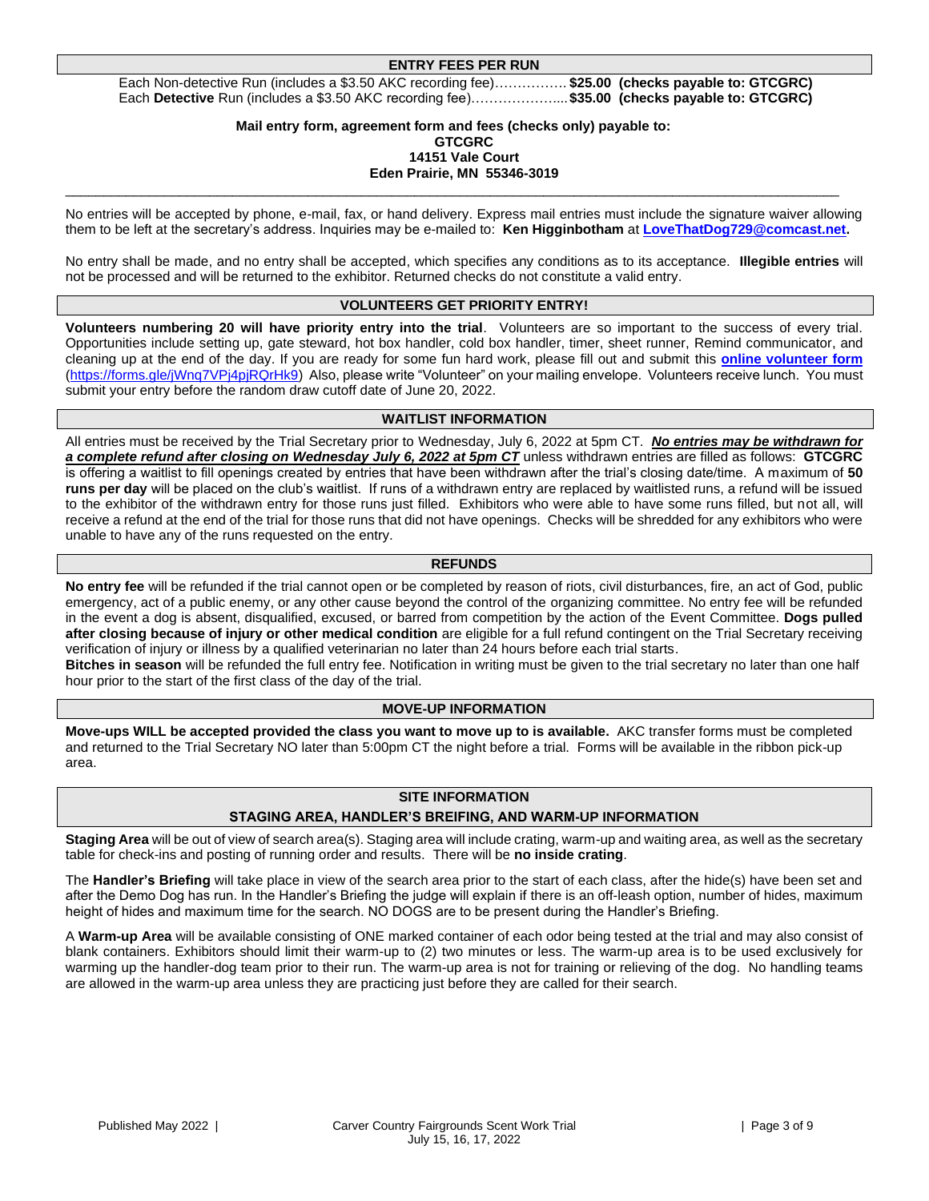## ENTRY FEES PER RUN

Each Non-detective Run (includes a $3.50 AKC recording fee)……………. **$25.00 (checks payable to: GTCGRC)**
Each **Detective** Run (includes a $3.50 AKC recording fee)………………... **$35.00 (checks payable to: GTCGRC)**

**Mail entry form, agreement form and fees (checks only) payable to:**
**GTCGRC**
**14151 Vale Court**
**Eden Prairie, MN 55346-3019**

---

No entries will be accepted by phone, e-mail, fax, or hand delivery. Express mail entries must include the signature waiver allowing them to be left at the secretary's address. Inquiries may be e-mailed to: **Ken Higginbotham** at **LoveThatDog729@comcast.net.**

No entry shall be made, and no entry shall be accepted, which specifies any conditions as to its acceptance. **Illegible entries** will not be processed and will be returned to the exhibitor. Returned checks do not constitute a valid entry.

## VOLUNTEERS GET PRIORITY ENTRY!

**Volunteers numbering 20 will have priority entry into the trial**. Volunteers are so important to the success of every trial. Opportunities include setting up, gate steward, hot box handler, cold box handler, timer, sheet runner, Remind communicator, and cleaning up at the end of the day. If you are ready for some fun hard work, please fill out and submit this **online volunteer form** (https://forms.gle/jWnq7VPj4pjRQrHk9) Also, please write "Volunteer" on your mailing envelope. Volunteers receive lunch. You must submit your entry before the random draw cutoff date of June 20, 2022.

## WAITLIST INFORMATION

All entries must be received by the Trial Secretary prior to Wednesday, July 6, 2022 at 5pm CT. ***No entries may be withdrawn for a complete refund after closing on Wednesday July 6, 2022 at 5pm CT*** unless withdrawn entries are filled as follows: **GTCGRC** is offering a waitlist to fill openings created by entries that have been withdrawn after the trial's closing date/time. A maximum of **50 runs per day** will be placed on the club's waitlist. If runs of a withdrawn entry are replaced by waitlisted runs, a refund will be issued to the exhibitor of the withdrawn entry for those runs just filled. Exhibitors who were able to have some runs filled, but not all, will receive a refund at the end of the trial for those runs that did not have openings. Checks will be shredded for any exhibitors who were unable to have any of the runs requested on the entry.

## REFUNDS

**No entry fee** will be refunded if the trial cannot open or be completed by reason of riots, civil disturbances, fire, an act of God, public emergency, act of a public enemy, or any other cause beyond the control of the organizing committee. No entry fee will be refunded in the event a dog is absent, disqualified, excused, or barred from competition by the action of the Event Committee. **Dogs pulled after closing because of injury or other medical condition** are eligible for a full refund contingent on the Trial Secretary receiving verification of injury or illness by a qualified veterinarian no later than 24 hours before each trial starts.

**Bitches in season** will be refunded the full entry fee. Notification in writing must be given to the trial secretary no later than one half hour prior to the start of the first class of the day of the trial.

## MOVE-UP INFORMATION

**Move-ups WILL be accepted provided the class you want to move up to is available.** AKC transfer forms must be completed and returned to the Trial Secretary NO later than 5:00pm CT the night before a trial. Forms will be available in the ribbon pick-up area.

## SITE INFORMATION

### STAGING AREA, HANDLER'S BREIFING, AND WARM-UP INFORMATION

**Staging Area** will be out of view of search area(s). Staging area will include crating, warm-up and waiting area, as well as the secretary table for check-ins and posting of running order and results. There will be **no inside crating**.

The **Handler's Briefing** will take place in view of the search area prior to the start of each class, after the hide(s) have been set and after the Demo Dog has run. In the Handler's Briefing the judge will explain if there is an off-leash option, number of hides, maximum height of hides and maximum time for the search. NO DOGS are to be present during the Handler's Briefing.

A **Warm-up Area** will be available consisting of ONE marked container of each odor being tested at the trial and may also consist of blank containers. Exhibitors should limit their warm-up to (2) two minutes or less. The warm-up area is to be used exclusively for warming up the handler-dog team prior to their run. The warm-up area is not for training or relieving of the dog. No handling teams are allowed in the warm-up area unless they are practicing just before they are called for their search.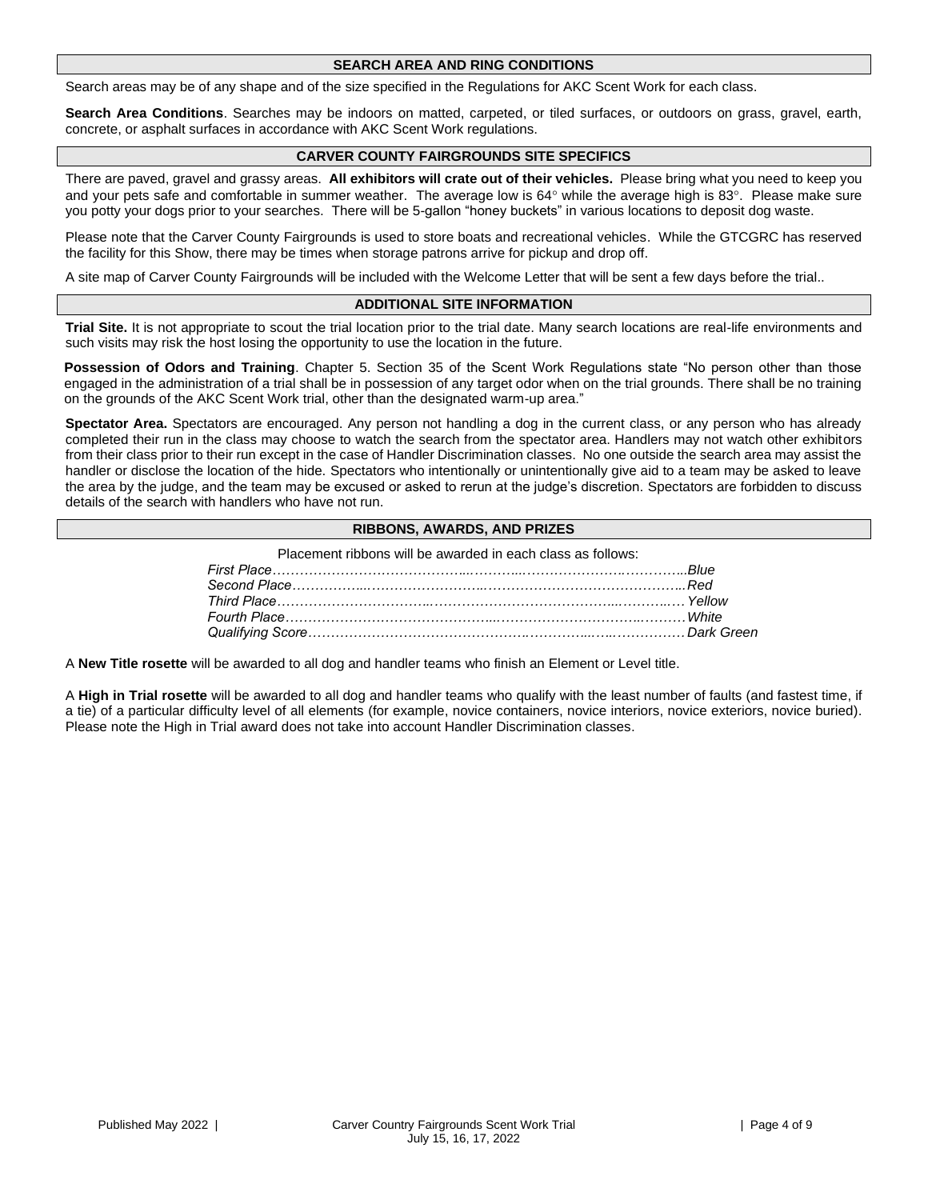## SEARCH AREA AND RING CONDITIONS

Search areas may be of any shape and of the size specified in the Regulations for AKC Scent Work for each class.

**Search Area Conditions**. Searches may be indoors on matted, carpeted, or tiled surfaces, or outdoors on grass, gravel, earth, concrete, or asphalt surfaces in accordance with AKC Scent Work regulations.

## CARVER COUNTY FAIRGROUNDS SITE SPECIFICS

There are paved, gravel and grassy areas. **All exhibitors will crate out of their vehicles.** Please bring what you need to keep you and your pets safe and comfortable in summer weather. The average low is 64° while the average high is 83°. Please make sure you potty your dogs prior to your searches. There will be 5-gallon "honey buckets" in various locations to deposit dog waste.

Please note that the Carver County Fairgrounds is used to store boats and recreational vehicles. While the GTCGRC has reserved the facility for this Show, there may be times when storage patrons arrive for pickup and drop off.

A site map of Carver County Fairgrounds will be included with the Welcome Letter that will be sent a few days before the trial..

## ADDITIONAL SITE INFORMATION

**Trial Site.** It is not appropriate to scout the trial location prior to the trial date. Many search locations are real-life environments and such visits may risk the host losing the opportunity to use the location in the future.

**Possession of Odors and Training**. Chapter 5. Section 35 of the Scent Work Regulations state "No person other than those engaged in the administration of a trial shall be in possession of any target odor when on the trial grounds. There shall be no training on the grounds of the AKC Scent Work trial, other than the designated warm-up area."

**Spectator Area.** Spectators are encouraged. Any person not handling a dog in the current class, or any person who has already completed their run in the class may choose to watch the search from the spectator area. Handlers may not watch other exhibitors from their class prior to their run except in the case of Handler Discrimination classes. No one outside the search area may assist the handler or disclose the location of the hide. Spectators who intentionally or unintentionally give aid to a team may be asked to leave the area by the judge, and the team may be excused or asked to rerun at the judge's discretion. Spectators are forbidden to discuss details of the search with handlers who have not run.

## RIBBONS, AWARDS, AND PRIZES

Placement ribbons will be awarded in each class as follows:

*First Place……………………………………..Blue*
*Second Place……………………………………..Red*
*Third Place……………………………………..Yellow*
*Fourth Place……………………………………..White*
*Qualifying Score……………………………………..Dark Green*

A **New Title rosette** will be awarded to all dog and handler teams who finish an Element or Level title.

A **High in Trial rosette** will be awarded to all dog and handler teams who qualify with the least number of faults (and fastest time, if a tie) of a particular difficulty level of all elements (for example, novice containers, novice interiors, novice exteriors, novice buried). Please note the High in Trial award does not take into account Handler Discrimination classes.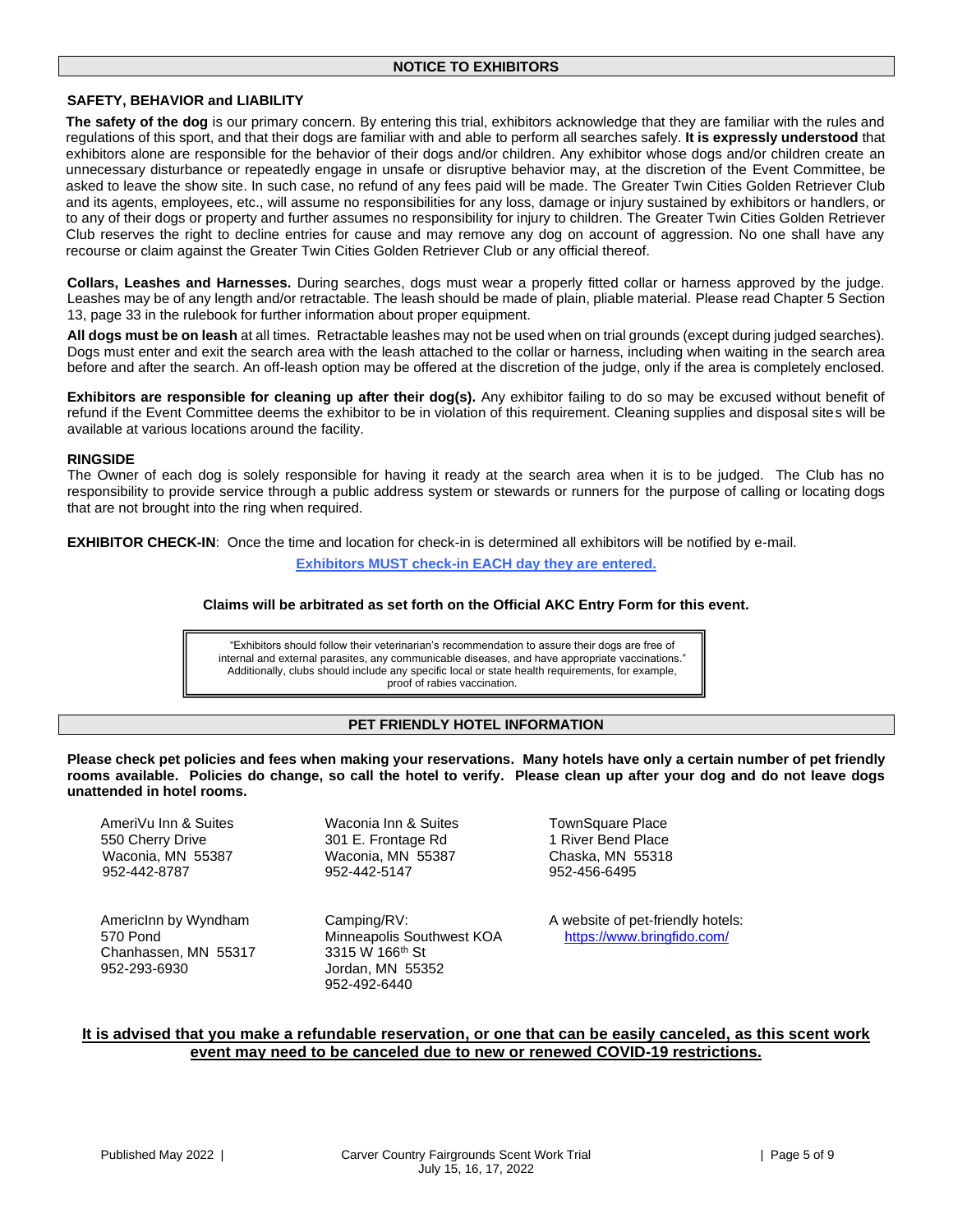## NOTICE TO EXHIBITORS

### SAFETY, BEHAVIOR and LIABILITY

**The safety of the dog** is our primary concern. By entering this trial, exhibitors acknowledge that they are familiar with the rules and regulations of this sport, and that their dogs are familiar with and able to perform all searches safely. **It is expressly understood** that exhibitors alone are responsible for the behavior of their dogs and/or children. Any exhibitor whose dogs and/or children create an unnecessary disturbance or repeatedly engage in unsafe or disruptive behavior may, at the discretion of the Event Committee, be asked to leave the show site. In such case, no refund of any fees paid will be made. The Greater Twin Cities Golden Retriever Club and its agents, employees, etc., will assume no responsibilities for any loss, damage or injury sustained by exhibitors or handlers, or to any of their dogs or property and further assumes no responsibility for injury to children. The Greater Twin Cities Golden Retriever Club reserves the right to decline entries for cause and may remove any dog on account of aggression. No one shall have any recourse or claim against the Greater Twin Cities Golden Retriever Club or any official thereof.

**Collars, Leashes and Harnesses.** During searches, dogs must wear a properly fitted collar or harness approved by the judge. Leashes may be of any length and/or retractable. The leash should be made of plain, pliable material. Please read Chapter 5 Section 13, page 33 in the rulebook for further information about proper equipment.

**All dogs must be on leash** at all times. Retractable leashes may not be used when on trial grounds (except during judged searches). Dogs must enter and exit the search area with the leash attached to the collar or harness, including when waiting in the search area before and after the search. An off-leash option may be offered at the discretion of the judge, only if the area is completely enclosed.

**Exhibitors are responsible for cleaning up after their dog(s).** Any exhibitor failing to do so may be excused without benefit of refund if the Event Committee deems the exhibitor to be in violation of this requirement. Cleaning supplies and disposal sites will be available at various locations around the facility.

### RINGSIDE

The Owner of each dog is solely responsible for having it ready at the search area when it is to be judged. The Club has no responsibility to provide service through a public address system or stewards or runners for the purpose of calling or locating dogs that are not brought into the ring when required.

**EXHIBITOR CHECK-IN**: Once the time and location for check-in is determined all exhibitors will be notified by e-mail.

**Exhibitors MUST check-in EACH day they are entered.**

**Claims will be arbitrated as set forth on the Official AKC Entry Form for this event.**

"Exhibitors should follow their veterinarian's recommendation to assure their dogs are free of internal and external parasites, any communicable diseases, and have appropriate vaccinations." Additionally, clubs should include any specific local or state health requirements, for example, proof of rabies vaccination.

## PET FRIENDLY HOTEL INFORMATION

**Please check pet policies and fees when making your reservations. Many hotels have only a certain number of pet friendly rooms available. Policies do change, so call the hotel to verify. Please clean up after your dog and do not leave dogs unattended in hotel rooms.**

AmeriVu Inn & Suites
550 Cherry Drive
Waconia, MN 55387
952-442-8787

Waconia Inn & Suites
301 E. Frontage Rd
Waconia, MN 55387
952-442-5147

TownSquare Place
1 River Bend Place
Chaska, MN 55318
952-456-6495

AmericInn by Wyndham
570 Pond
Chanhassen, MN 55317
952-293-6930

Camping/RV:
Minneapolis Southwest KOA
3315 W 166th St
Jordan, MN 55352
952-492-6440

A website of pet-friendly hotels:
https://www.bringfido.com/

**It is advised that you make a refundable reservation, or one that can be easily canceled, as this scent work event may need to be canceled due to new or renewed COVID-19 restrictions.**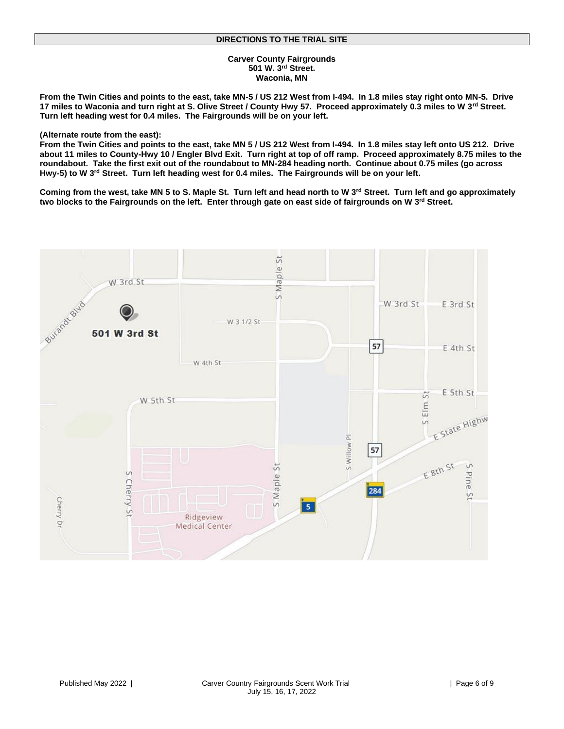## DIRECTIONS TO THE TRIAL SITE

**Carver County Fairgrounds**
**501 W. 3rd Street.**
**Waconia, MN**

**From the Twin Cities and points to the east, take MN-5 / US 212 West from I-494. In 1.8 miles stay right onto MN-5. Drive 17 miles to Waconia and turn right at S. Olive Street / County Hwy 57. Proceed approximately 0.3 miles to W 3rd Street. Turn left heading west for 0.4 miles. The Fairgrounds will be on your left.**

**(Alternate route from the east):**
**From the Twin Cities and points to the east, take MN 5 / US 212 West from I-494. In 1.8 miles stay left onto US 212. Drive about 11 miles to County-Hwy 10 / Engler Blvd Exit. Turn right at top of off ramp. Proceed approximately 8.75 miles to the roundabout. Take the first exit out of the roundabout to MN-284 heading north. Continue about 0.75 miles (go across Hwy-5) to W 3rd Street. Turn left heading west for 0.4 miles. The Fairgrounds will be on your left.**

**Coming from the west, take MN 5 to S. Maple St. Turn left and head north to W 3rd Street. Turn left and go approximately two blocks to the Fairgrounds on the left. Enter through gate on east side of fairgrounds on W 3rd Street.**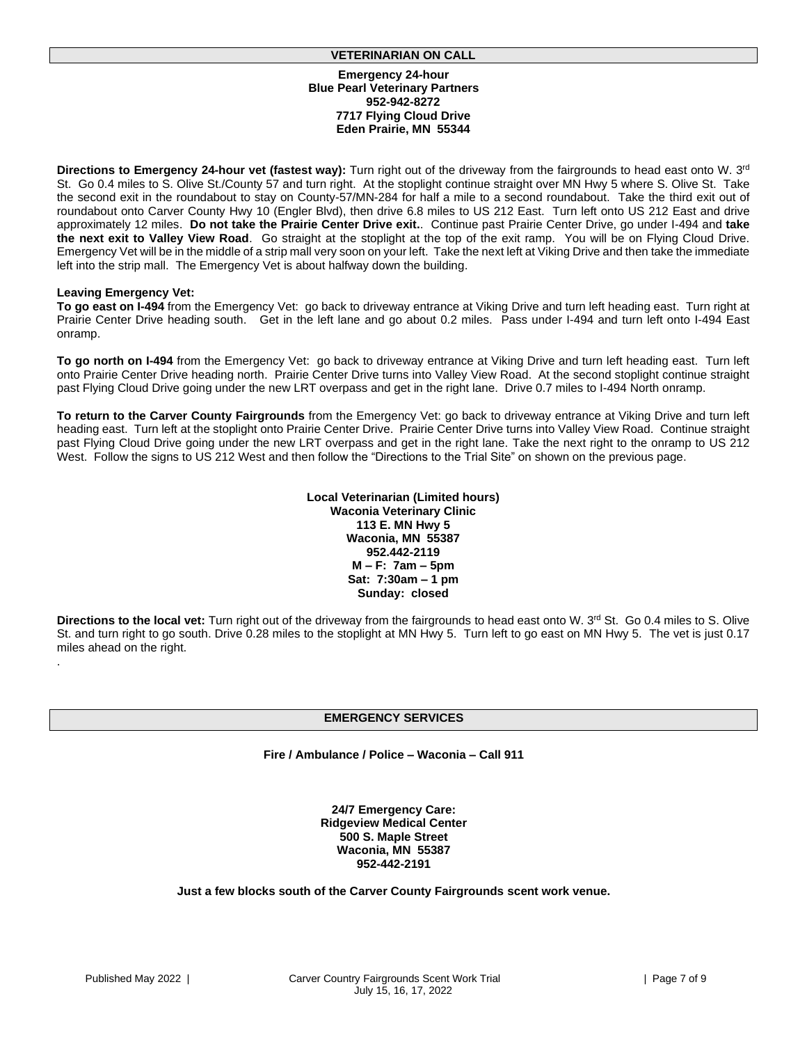## VETERINARIAN ON CALL

**Emergency 24-hour**
**Blue Pearl Veterinary Partners**
**952-942-8272**
**7717 Flying Cloud Drive**
**Eden Prairie, MN 55344**

**Directions to Emergency 24-hour vet (fastest way):** Turn right out of the driveway from the fairgrounds to head east onto W. 3rd St. Go 0.4 miles to S. Olive St./County 57 and turn right. At the stoplight continue straight over MN Hwy 5 where S. Olive St. Take the second exit in the roundabout to stay on County-57/MN-284 for half a mile to a second roundabout. Take the third exit out of roundabout onto Carver County Hwy 10 (Engler Blvd), then drive 6.8 miles to US 212 East. Turn left onto US 212 East and drive approximately 12 miles. **Do not take the Prairie Center Drive exit.**. Continue past Prairie Center Drive, go under I-494 and **take the next exit to Valley View Road**. Go straight at the stoplight at the top of the exit ramp. You will be on Flying Cloud Drive. Emergency Vet will be in the middle of a strip mall very soon on your left. Take the next left at Viking Drive and then take the immediate left into the strip mall. The Emergency Vet is about halfway down the building.

**Leaving Emergency Vet:**

**To go east on I-494** from the Emergency Vet: go back to driveway entrance at Viking Drive and turn left heading east. Turn right at Prairie Center Drive heading south. Get in the left lane and go about 0.2 miles. Pass under I-494 and turn left onto I-494 East onramp.

**To go north on I-494** from the Emergency Vet: go back to driveway entrance at Viking Drive and turn left heading east. Turn left onto Prairie Center Drive heading north. Prairie Center Drive turns into Valley View Road. At the second stoplight continue straight past Flying Cloud Drive going under the new LRT overpass and get in the right lane. Drive 0.7 miles to I-494 North onramp.

**To return to the Carver County Fairgrounds** from the Emergency Vet: go back to driveway entrance at Viking Drive and turn left heading east. Turn left at the stoplight onto Prairie Center Drive. Prairie Center Drive turns into Valley View Road. Continue straight past Flying Cloud Drive going under the new LRT overpass and get in the right lane. Take the next right to the onramp to US 212 West. Follow the signs to US 212 West and then follow the "Directions to the Trial Site" on shown on the previous page.

**Local Veterinarian (Limited hours)**
**Waconia Veterinary Clinic**
**113 E. MN Hwy 5**
**Waconia, MN 55387**
**952.442-2119**
**M – F: 7am – 5pm**
**Sat: 7:30am – 1 pm**
**Sunday: closed**

**Directions to the local vet:** Turn right out of the driveway from the fairgrounds to head east onto W. 3rd St. Go 0.4 miles to S. Olive St. and turn right to go south. Drive 0.28 miles to the stoplight at MN Hwy 5. Turn left to go east on MN Hwy 5. The vet is just 0.17 miles ahead on the right.

.

## EMERGENCY SERVICES

**Fire / Ambulance / Police – Waconia – Call 911**

**24/7 Emergency Care:**
**Ridgeview Medical Center**
**500 S. Maple Street**
**Waconia, MN 55387**
**952-442-2191**

**Just a few blocks south of the Carver County Fairgrounds scent work venue.**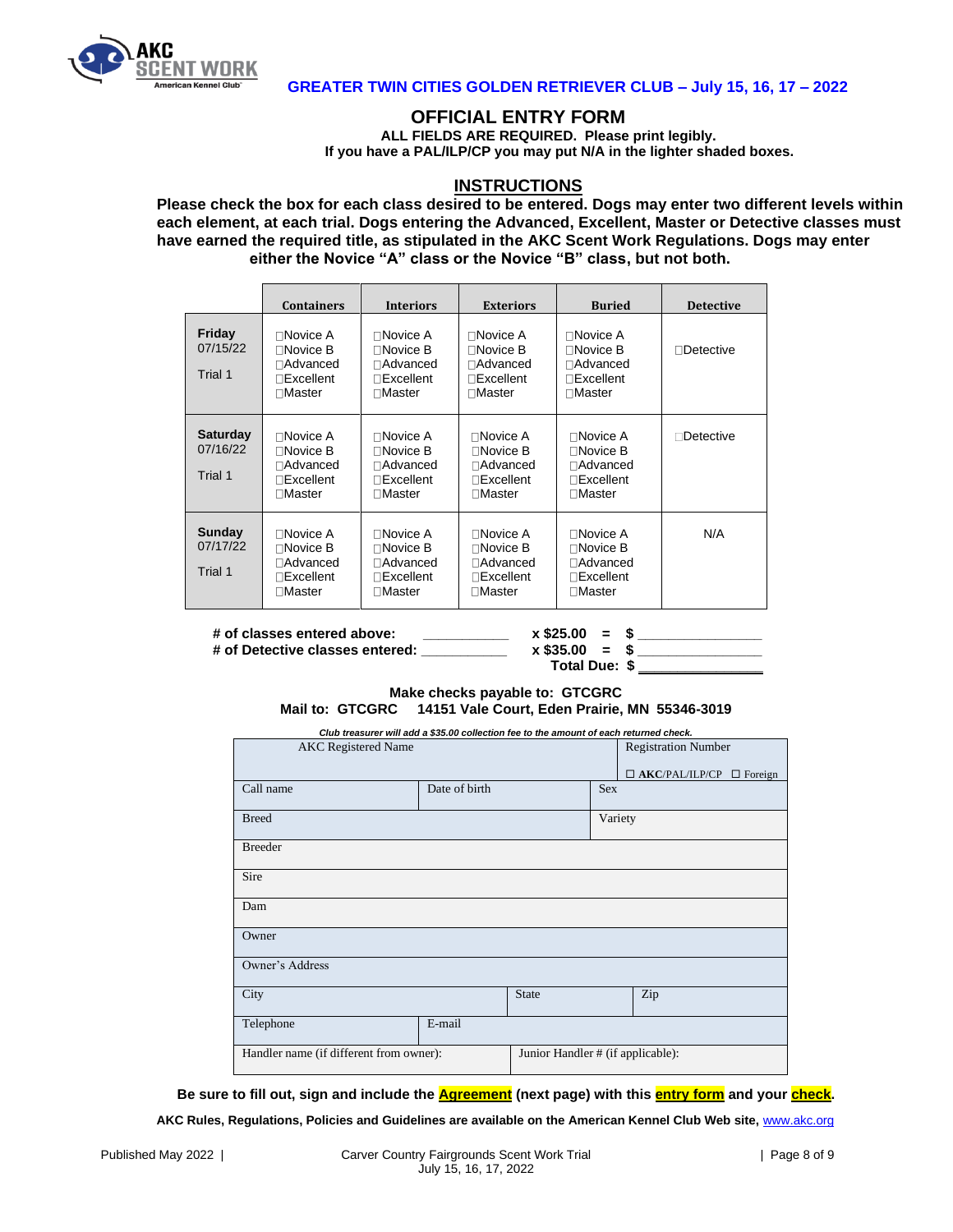GREATER TWIN CITIES GOLDEN RETRIEVER CLUB – July 15, 16, 17 – 2022

# OFFICIAL ENTRY FORM

**ALL FIELDS ARE REQUIRED. Please print legibly.**
**If you have a PAL/ILP/CP you may put N/A in the lighter shaded boxes.**

## INSTRUCTIONS

**Please check the box for each class desired to be entered. Dogs may enter two different levels within each element, at each trial. Dogs entering the Advanced, Excellent, Master or Detective classes must have earned the required title, as stipulated in the AKC Scent Work Regulations. Dogs may enter either the Novice "A" class or the Novice "B" class, but not both.**

| | Containers | Interiors | Exteriors | Buried | Detective |
|---|---|---|---|---|---|
| **Friday** 07/15/22 Trial 1 | ☐Novice A ☐Novice B ☐Advanced ☐Excellent ☐Master | ☐Novice A ☐Novice B ☐Advanced ☐Excellent ☐Master | ☐Novice A ☐Novice B ☐Advanced ☐Excellent ☐Master | ☐Novice A ☐Novice B ☐Advanced ☐Excellent ☐Master | ☐Detective |
| **Saturday** 07/16/22 Trial 1 | ☐Novice A ☐Novice B ☐Advanced ☐Excellent ☐Master | ☐Novice A ☐Novice B ☐Advanced ☐Excellent ☐Master | ☐Novice A ☐Novice B ☐Advanced ☐Excellent ☐Master | ☐Novice A ☐Novice B ☐Advanced ☐Excellent ☐Master | ☐Detective |
| **Sunday** 07/17/22 Trial 1 | ☐Novice A ☐Novice B ☐Advanced ☐Excellent ☐Master | ☐Novice A ☐Novice B ☐Advanced ☐Excellent ☐Master | ☐Novice A ☐Novice B ☐Advanced ☐Excellent ☐Master | ☐Novice A ☐Novice B ☐Advanced ☐Excellent ☐Master | N/A |

**# of classes entered above: ___________ x $25.00 = $ ________________**
**# of Detective classes entered: ___________ x $35.00 = $ ________________**
**Total Due: $ ________________**

**Make checks payable to: GTCGRC**
**Mail to: GTCGRC 14151 Vale Court, Eden Prairie, MN 55346-3019**

***Club treasurer will add a $35.00 collection fee to the amount of each returned check.***

| | | | | |
|---|---|---|---|---|
| AKC Registered Name | | | | Registration Number ☐ AKC/PAL/ILP/CP ☐ Foreign |
| Call name | Date of birth | | Sex | |
| Breed | | | Variety | |
| Breeder | | | | |
| Sire | | | | |
| Dam | | | | |
| Owner | | | | |
| Owner's Address | | | | |
| City | | State | | Zip |
| Telephone | E-mail | | | |
| Handler name (if different from owner): | | Junior Handler # (if applicable): | | |

**Be sure to fill out, sign and include the Agreement (next page) with this entry form and your check.**

**AKC Rules, Regulations, Policies and Guidelines are available on the American Kennel Club Web site,** www.akc.org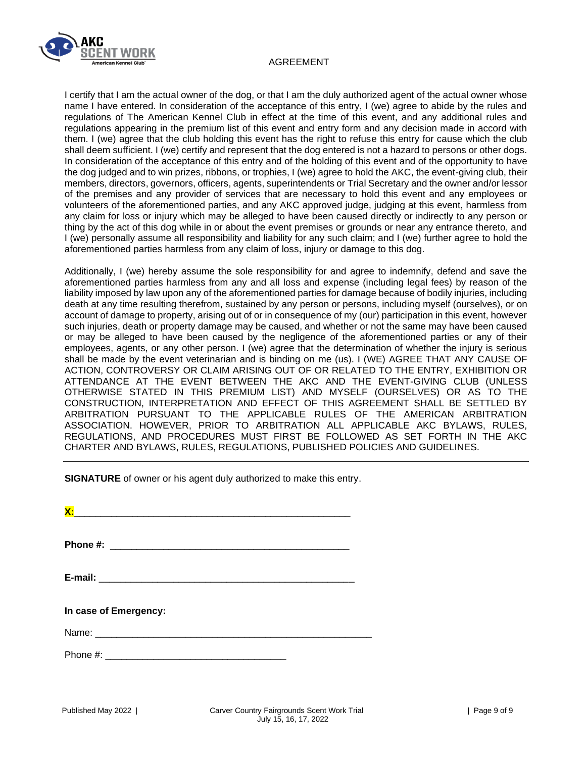## AGREEMENT

I certify that I am the actual owner of the dog, or that I am the duly authorized agent of the actual owner whose name I have entered. In consideration of the acceptance of this entry, I (we) agree to abide by the rules and regulations of The American Kennel Club in effect at the time of this event, and any additional rules and regulations appearing in the premium list of this event and entry form and any decision made in accord with them. I (we) agree that the club holding this event has the right to refuse this entry for cause which the club shall deem sufficient. I (we) certify and represent that the dog entered is not a hazard to persons or other dogs. In consideration of the acceptance of this entry and of the holding of this event and of the opportunity to have the dog judged and to win prizes, ribbons, or trophies, I (we) agree to hold the AKC, the event-giving club, their members, directors, governors, officers, agents, superintendents or Trial Secretary and the owner and/or lessor of the premises and any provider of services that are necessary to hold this event and any employees or volunteers of the aforementioned parties, and any AKC approved judge, judging at this event, harmless from any claim for loss or injury which may be alleged to have been caused directly or indirectly to any person or thing by the act of this dog while in or about the event premises or grounds or near any entrance thereto, and I (we) personally assume all responsibility and liability for any such claim; and I (we) further agree to hold the aforementioned parties harmless from any claim of loss, injury or damage to this dog.

Additionally, I (we) hereby assume the sole responsibility for and agree to indemnify, defend and save the aforementioned parties harmless from any and all loss and expense (including legal fees) by reason of the liability imposed by law upon any of the aforementioned parties for damage because of bodily injuries, including death at any time resulting therefrom, sustained by any person or persons, including myself (ourselves), or on account of damage to property, arising out of or in consequence of my (our) participation in this event, however such injuries, death or property damage may be caused, and whether or not the same may have been caused or may be alleged to have been caused by the negligence of the aforementioned parties or any of their employees, agents, or any other person. I (we) agree that the determination of whether the injury is serious shall be made by the event veterinarian and is binding on me (us). I (WE) AGREE THAT ANY CAUSE OF ACTION, CONTROVERSY OR CLAIM ARISING OUT OF OR RELATED TO THE ENTRY, EXHIBITION OR ATTENDANCE AT THE EVENT BETWEEN THE AKC AND THE EVENT-GIVING CLUB (UNLESS OTHERWISE STATED IN THIS PREMIUM LIST) AND MYSELF (OURSELVES) OR AS TO THE CONSTRUCTION, INTERPRETATION AND EFFECT OF THIS AGREEMENT SHALL BE SETTLED BY ARBITRATION PURSUANT TO THE APPLICABLE RULES OF THE AMERICAN ARBITRATION ASSOCIATION. HOWEVER, PRIOR TO ARBITRATION ALL APPLICABLE AKC BYLAWS, RULES, REGULATIONS, AND PROCEDURES MUST FIRST BE FOLLOWED AS SET FORTH IN THE AKC CHARTER AND BYLAWS, RULES, REGULATIONS, PUBLISHED POLICIES AND GUIDELINES.

---

**SIGNATURE** of owner or his agent duly authorized to make this entry.

**X:**\_\_\_\_\_\_\_\_\_\_\_\_\_\_\_\_\_\_\_\_\_\_\_\_\_\_\_\_\_\_\_\_\_\_\_\_\_\_\_\_\_\_\_\_

**Phone #:** \_\_\_\_\_\_\_\_\_\_\_\_\_\_\_\_\_\_\_\_\_\_\_\_\_\_\_\_\_\_\_\_\_\_\_\_\_\_\_\_

**E-mail:** \_\_\_\_\_\_\_\_\_\_\_\_\_\_\_\_\_\_\_\_\_\_\_\_\_\_\_\_\_\_\_\_\_\_\_\_\_\_\_\_\_

**In case of Emergency:**

Name: \_\_\_\_\_\_\_\_\_\_\_\_\_\_\_\_\_\_\_\_\_\_\_\_\_\_\_\_\_\_\_\_\_\_\_\_\_\_\_\_\_\_\_\_\_\_

Phone #: \_\_\_\_\_\_\_\_\_\_\_\_\_\_\_\_\_\_\_\_\_\_\_\_\_\_\_\_\_\_